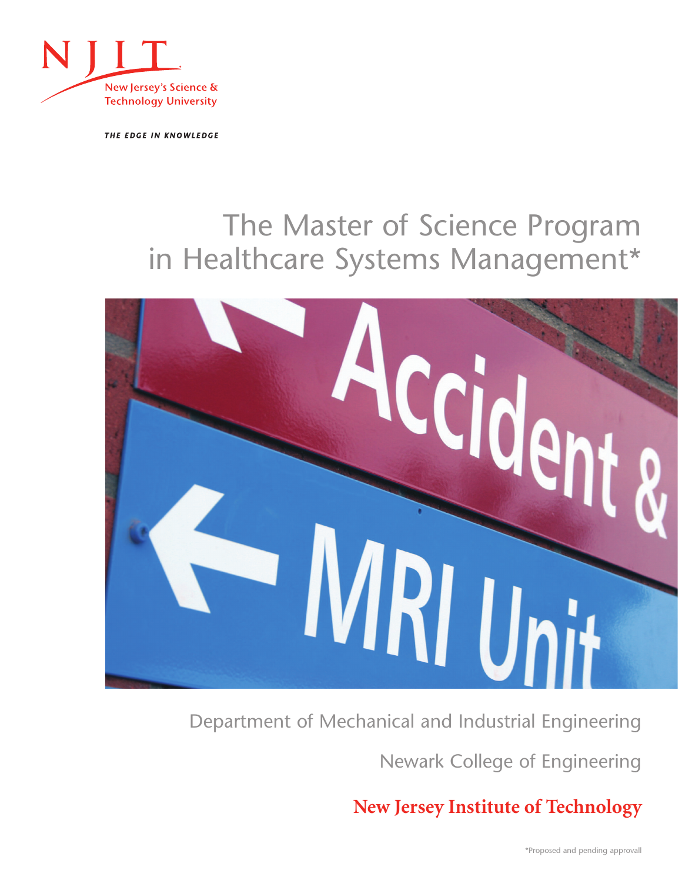NJIT

New Jersey's Science & Technology University

*THE EDGE IN KNOWLEDGE*

# The Master of Science Program in Healthcare Systems Management*

Department of Mechanical and Industrial Engineering

Newark College of Engineering

**New Jersey Institute of Technology**

*Proposed and pending approvall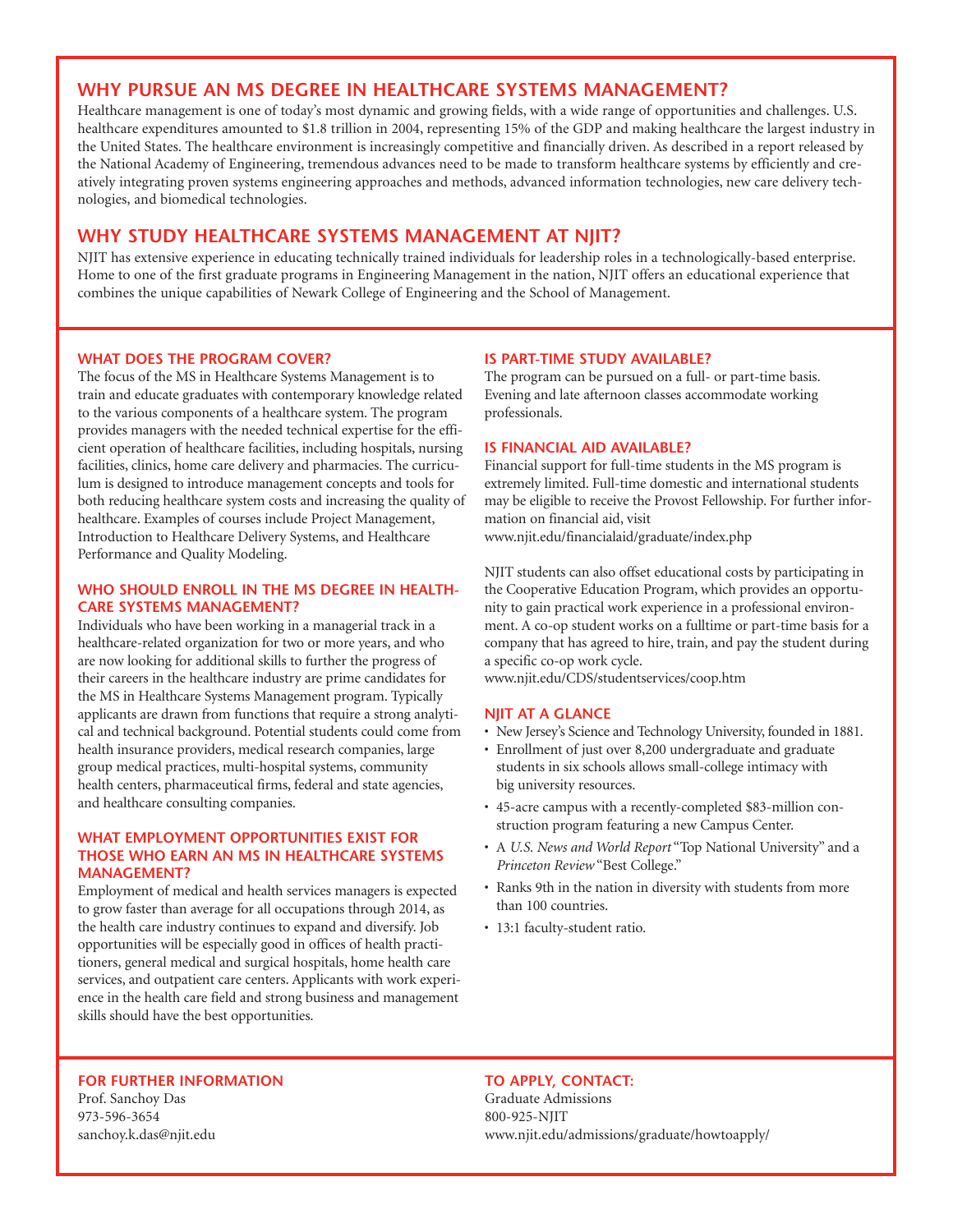## WHY PURSUE AN MS DEGREE IN HEALTHCARE SYSTEMS MANAGEMENT?

Healthcare management is one of today's most dynamic and growing fields, with a wide range of opportunities and challenges. U.S. healthcare expenditures amounted to $1.8 trillion in 2004, representing 15% of the GDP and making healthcare the largest industry in the United States. The healthcare environment is increasingly competitive and financially driven. As described in a report released by the National Academy of Engineering, tremendous advances need to be made to transform healthcare systems by efficiently and creatively integrating proven systems engineering approaches and methods, advanced information technologies, new care delivery technologies, and biomedical technologies.

## WHY STUDY HEALTHCARE SYSTEMS MANAGEMENT AT NJIT?

NJIT has extensive experience in educating technically trained individuals for leadership roles in a technologically-based enterprise. Home to one of the first graduate programs in Engineering Management in the nation, NJIT offers an educational experience that combines the unique capabilities of Newark College of Engineering and the School of Management.

### WHAT DOES THE PROGRAM COVER?

The focus of the MS in Healthcare Systems Management is to train and educate graduates with contemporary knowledge related to the various components of a healthcare system. The program provides managers with the needed technical expertise for the efficient operation of healthcare facilities, including hospitals, nursing facilities, clinics, home care delivery and pharmacies. The curriculum is designed to introduce management concepts and tools for both reducing healthcare system costs and increasing the quality of healthcare. Examples of courses include Project Management, Introduction to Healthcare Delivery Systems, and Healthcare Performance and Quality Modeling.

### WHO SHOULD ENROLL IN THE MS DEGREE IN HEALTHCARE SYSTEMS MANAGEMENT?

Individuals who have been working in a managerial track in a healthcare-related organization for two or more years, and who are now looking for additional skills to further the progress of their careers in the healthcare industry are prime candidates for the MS in Healthcare Systems Management program. Typically applicants are drawn from functions that require a strong analytical and technical background. Potential students could come from health insurance providers, medical research companies, large group medical practices, multi-hospital systems, community health centers, pharmaceutical firms, federal and state agencies, and healthcare consulting companies.

### WHAT EMPLOYMENT OPPORTUNITIES EXIST FOR THOSE WHO EARN AN MS IN HEALTHCARE SYSTEMS MANAGEMENT?

Employment of medical and health services managers is expected to grow faster than average for all occupations through 2014, as the health care industry continues to expand and diversify. Job opportunities will be especially good in offices of health practitioners, general medical and surgical hospitals, home health care services, and outpatient care centers. Applicants with work experience in the health care field and strong business and management skills should have the best opportunities.

### IS PART-TIME STUDY AVAILABLE?

The program can be pursued on a full- or part-time basis. Evening and late afternoon classes accommodate working professionals.

### IS FINANCIAL AID AVAILABLE?

Financial support for full-time students in the MS program is extremely limited. Full-time domestic and international students may be eligible to receive the Provost Fellowship. For further information on financial aid, visit www.njit.edu/financialaid/graduate/index.php

NJIT students can also offset educational costs by participating in the Cooperative Education Program, which provides an opportunity to gain practical work experience in a professional environment. A co-op student works on a fulltime or part-time basis for a company that has agreed to hire, train, and pay the student during a specific co-op work cycle.
www.njit.edu/CDS/studentservices/coop.htm

### NJIT AT A GLANCE

- New Jersey's Science and Technology University, founded in 1881.
- Enrollment of just over 8,200 undergraduate and graduate students in six schools allows small-college intimacy with big university resources.
- 45-acre campus with a recently-completed $83-million construction program featuring a new Campus Center.
- A *U.S. News and World Report* "Top National University" and a *Princeton Review* "Best College."
- Ranks 9th in the nation in diversity with students from more than 100 countries.
- 13:1 faculty-student ratio.

### FOR FURTHER INFORMATION

Prof. Sanchoy Das
973-596-3654
sanchoy.k.das@njit.edu

### TO APPLY, CONTACT:

Graduate Admissions
800-925-NJIT
www.njit.edu/admissions/graduate/howtoapply/